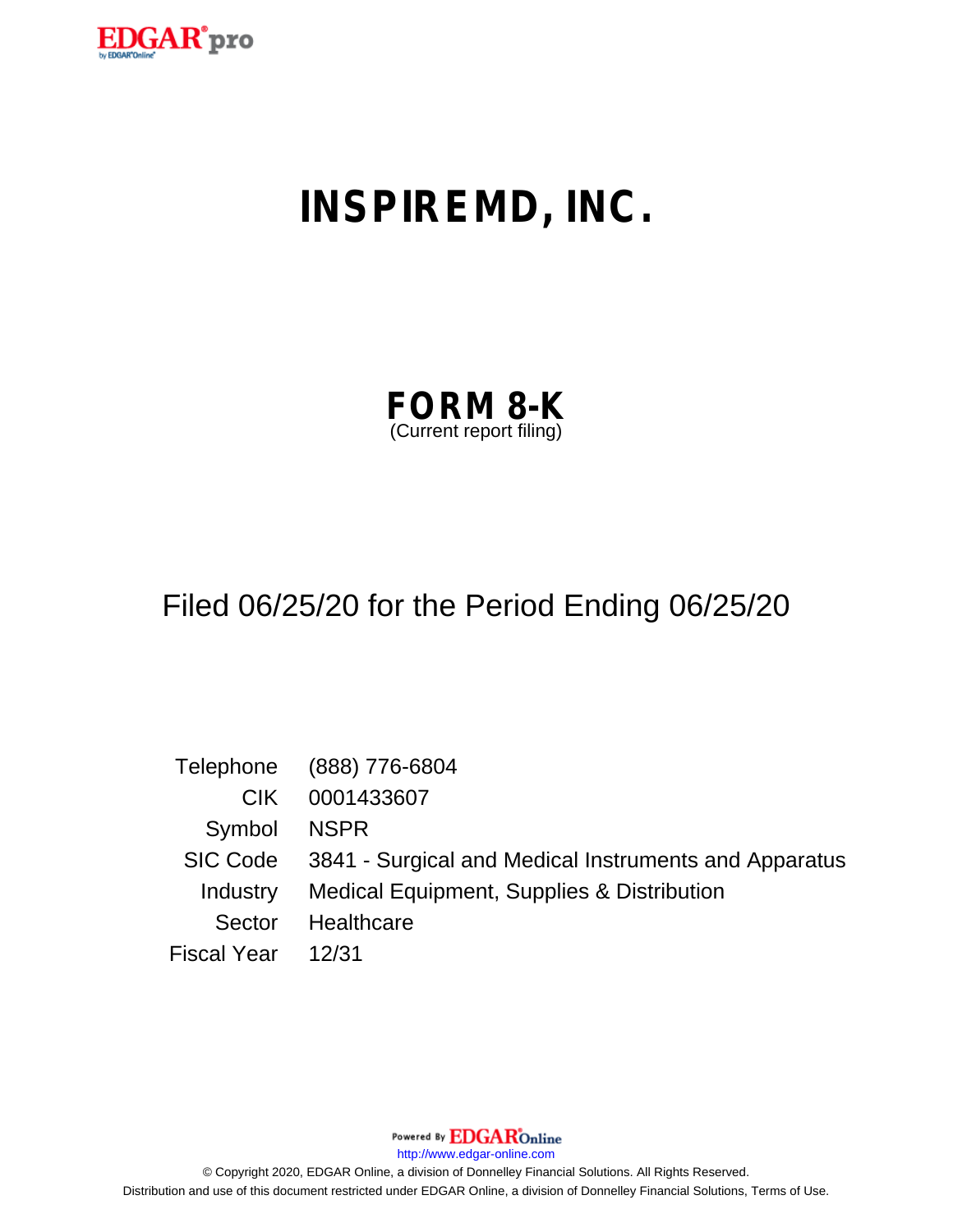# INSPIREMD, INC.

## FORM 8-K

(Current report filing)

Filed 06/25/20 for the Period Ending 06/25/20

| | |
|---|---|
| Telephone | (888) 776-6804 |
| CIK | 0001433607 |
| Symbol | NSPR |
| SIC Code | 3841 - Surgical and Medical Instruments and Apparatus |
| Industry | Medical Equipment, Supplies & Distribution |
| Sector | Healthcare |
| Fiscal Year | 12/31 |

Powered By EDGAR Online

http://www.edgar-online.com

© Copyright 2020, EDGAR Online, a division of Donnelley Financial Solutions. All Rights Reserved.
Distribution and use of this document restricted under EDGAR Online, a division of Donnelley Financial Solutions, Terms of Use.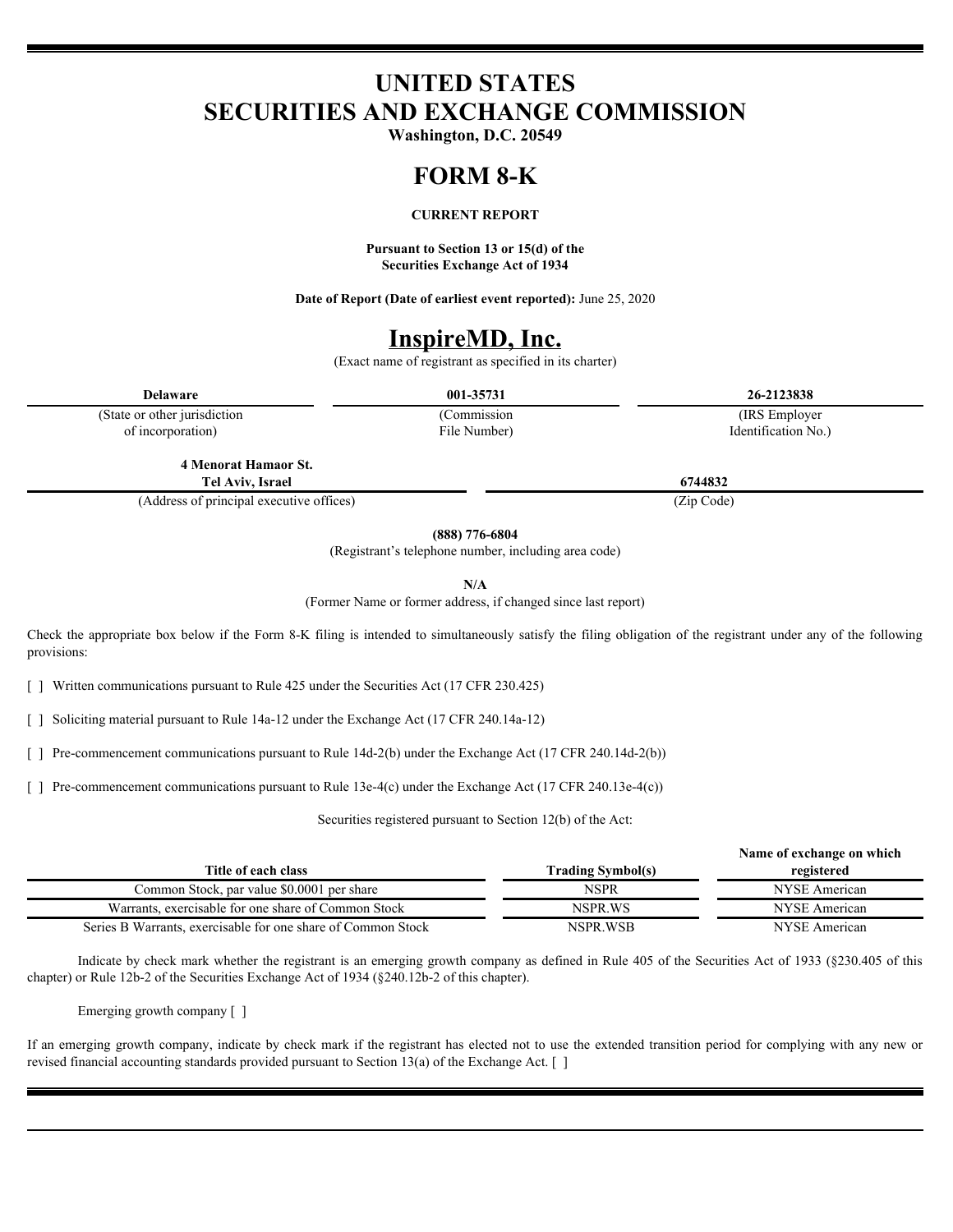# UNITED STATES SECURITIES AND EXCHANGE COMMISSION

**Washington, D.C. 20549**

# FORM 8-K

**CURRENT REPORT**

**Pursuant to Section 13 or 15(d) of the Securities Exchange Act of 1934**

**Date of Report (Date of earliest event reported):** June 25, 2020

# InspireMD, Inc.

(Exact name of registrant as specified in its charter)

| **Delaware** | **001-35731** | **26-2123838** |
|---|---|---|
| (State or other jurisdiction of incorporation) | (Commission File Number) | (IRS Employer Identification No.) |

| **4 Menorat Hamaor St. Tel Aviv, Israel** | **6744832** |
|---|---|
| (Address of principal executive offices) | (Zip Code) |

**(888) 776-6804**

(Registrant's telephone number, including area code)

**N/A**

(Former Name or former address, if changed since last report)

Check the appropriate box below if the Form 8-K filing is intended to simultaneously satisfy the filing obligation of the registrant under any of the following provisions:

[ ] Written communications pursuant to Rule 425 under the Securities Act (17 CFR 230.425)

[ ] Soliciting material pursuant to Rule 14a-12 under the Exchange Act (17 CFR 240.14a-12)

[ ] Pre-commencement communications pursuant to Rule 14d-2(b) under the Exchange Act (17 CFR 240.14d-2(b))

[ ] Pre-commencement communications pursuant to Rule 13e-4(c) under the Exchange Act (17 CFR 240.13e-4(c))

Securities registered pursuant to Section 12(b) of the Act:

| Title of each class | Trading Symbol(s) | Name of exchange on which registered |
|---|---|---|
| Common Stock, par value $0.0001 per share | NSPR | NYSE American |
| Warrants, exercisable for one share of Common Stock | NSPR.WS | NYSE American |
| Series B Warrants, exercisable for one share of Common Stock | NSPR.WSB | NYSE American |

Indicate by check mark whether the registrant is an emerging growth company as defined in Rule 405 of the Securities Act of 1933 (§230.405 of this chapter) or Rule 12b-2 of the Securities Exchange Act of 1934 (§240.12b-2 of this chapter).

Emerging growth company [ ]

If an emerging growth company, indicate by check mark if the registrant has elected not to use the extended transition period for complying with any new or revised financial accounting standards provided pursuant to Section 13(a) of the Exchange Act. [ ]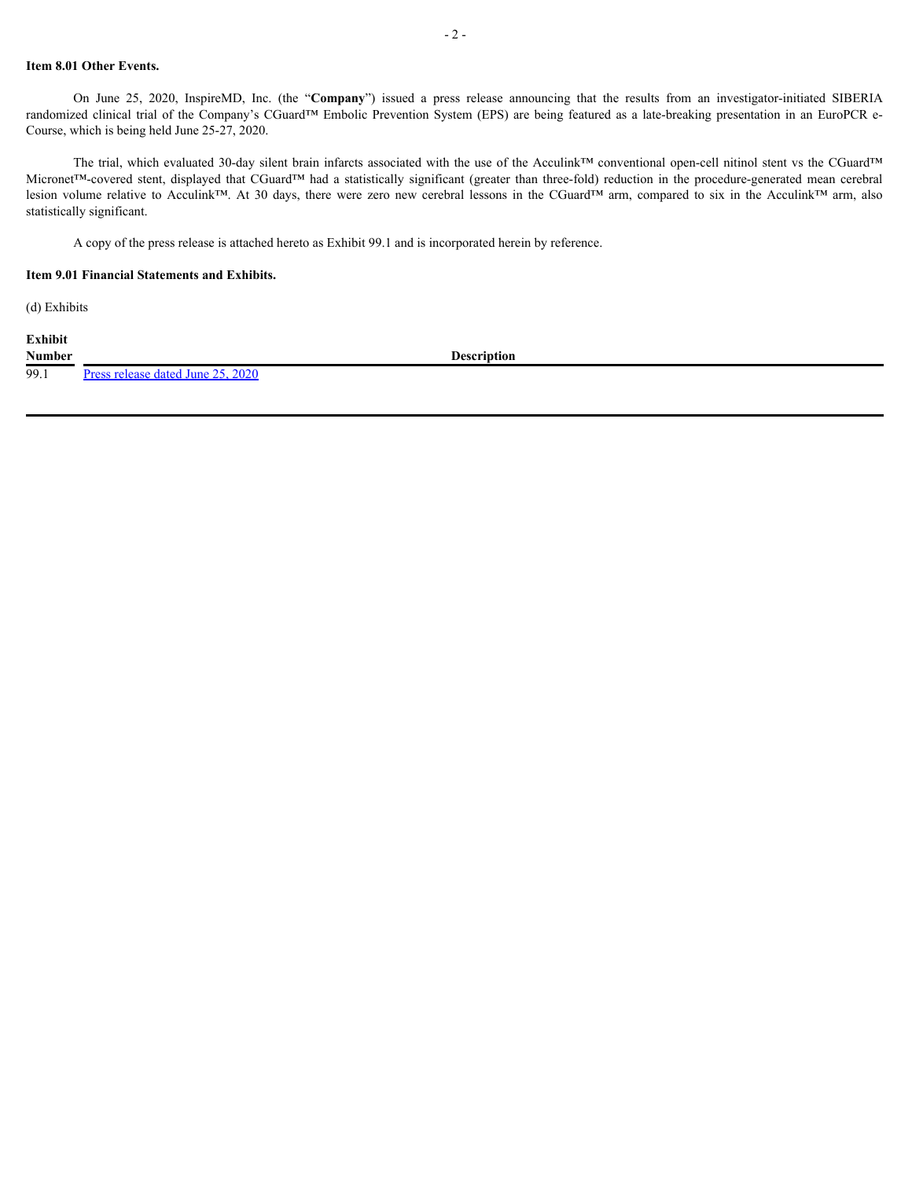**Item 8.01 Other Events.**

On June 25, 2020, InspireMD, Inc. (the "**Company**") issued a press release announcing that the results from an investigator-initiated SIBERIA randomized clinical trial of the Company's CGuard™ Embolic Prevention System (EPS) are being featured as a late-breaking presentation in an EuroPCR e-Course, which is being held June 25-27, 2020.

The trial, which evaluated 30-day silent brain infarcts associated with the use of the Acculink™ conventional open-cell nitinol stent vs the CGuard™ Micronet™-covered stent, displayed that CGuard™ had a statistically significant (greater than three-fold) reduction in the procedure-generated mean cerebral lesion volume relative to Acculink™. At 30 days, there were zero new cerebral lessons in the CGuard™ arm, compared to six in the Acculink™ arm, also statistically significant.

A copy of the press release is attached hereto as Exhibit 99.1 and is incorporated herein by reference.

**Item 9.01 Financial Statements and Exhibits.**

(d) Exhibits

| Exhibit Number | Description |
|---|---|
| 99.1 | Press release dated June 25, 2020 |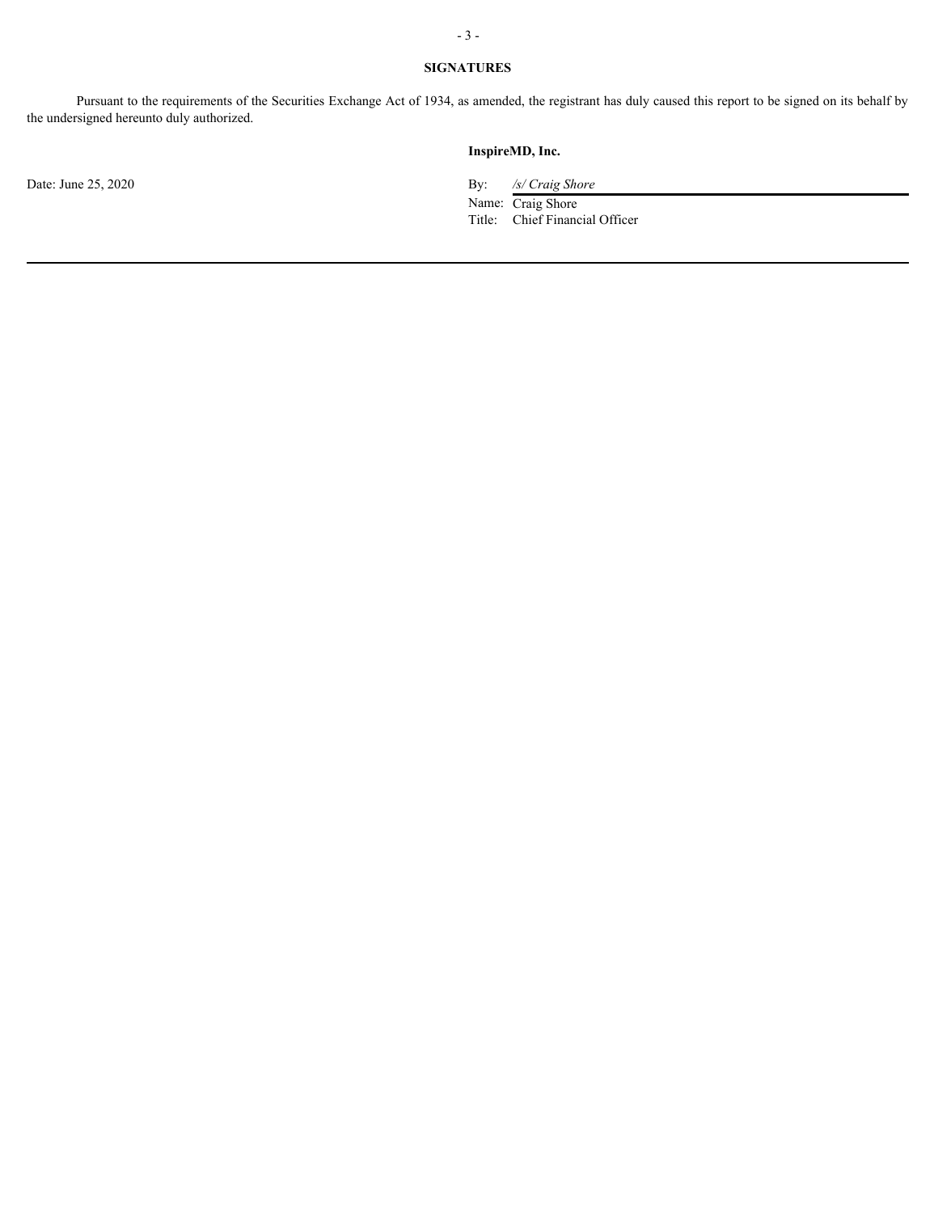## SIGNATURES

Pursuant to the requirements of the Securities Exchange Act of 1934, as amended, the registrant has duly caused this report to be signed on its behalf by the undersigned hereunto duly authorized.

**InspireMD, Inc.**

Date: June 25, 2020

By: */s/ Craig Shore*
Name: Craig Shore
Title: Chief Financial Officer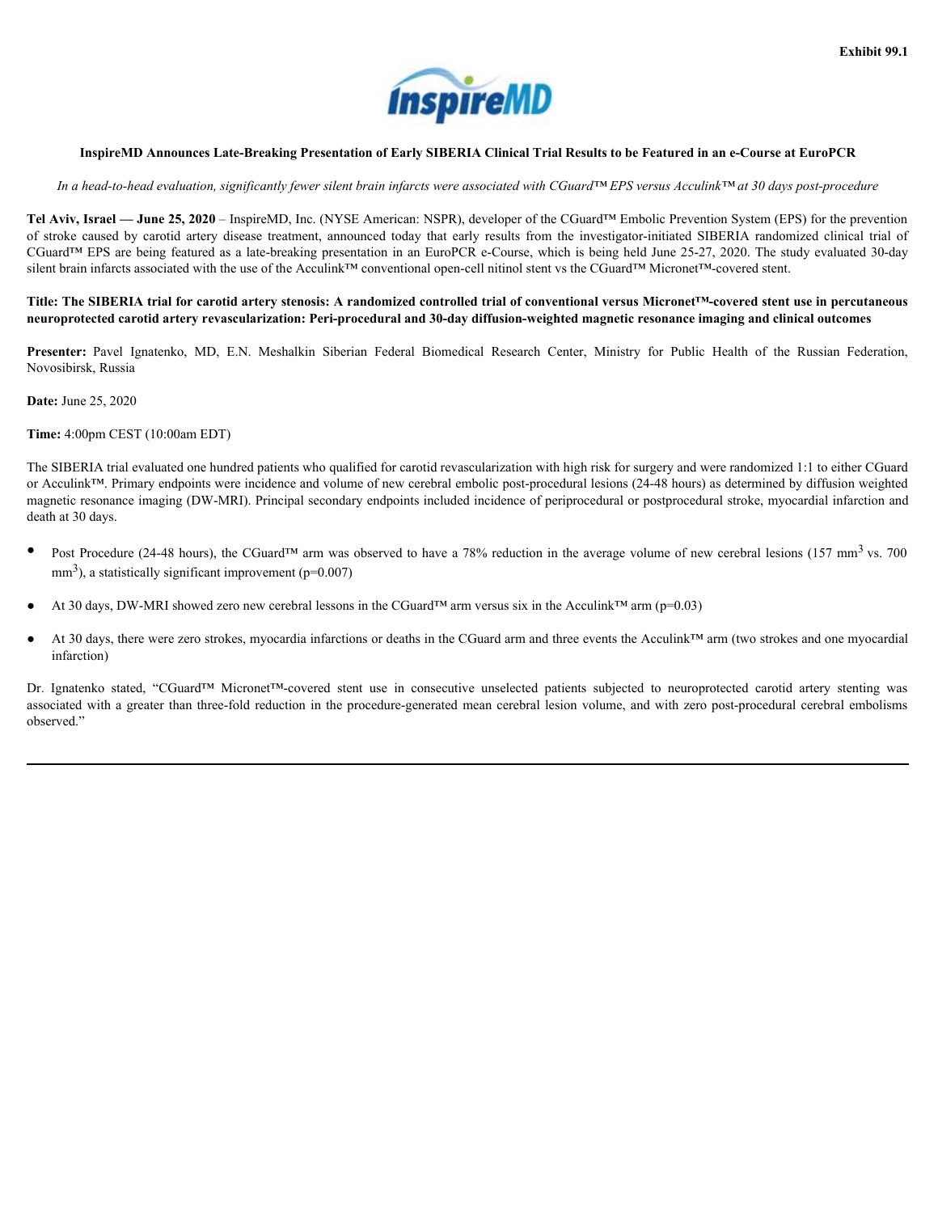Exhibit 99.1

**InspireMD Announces Late-Breaking Presentation of Early SIBERIA Clinical Trial Results to be Featured in an e-Course at EuroPCR**

*In a head-to-head evaluation, significantly fewer silent brain infarcts were associated with CGuard™ EPS versus Acculink™ at 30 days post-procedure*

**Tel Aviv, Israel — June 25, 2020** – InspireMD, Inc. (NYSE American: NSPR), developer of the CGuard™ Embolic Prevention System (EPS) for the prevention of stroke caused by carotid artery disease treatment, announced today that early results from the investigator-initiated SIBERIA randomized clinical trial of CGuard™ EPS are being featured as a late-breaking presentation in an EuroPCR e-Course, which is being held June 25-27, 2020. The study evaluated 30-day silent brain infarcts associated with the use of the Acculink™ conventional open-cell nitinol stent vs the CGuard™ Micronet™-covered stent.

**Title: The SIBERIA trial for carotid artery stenosis: A randomized controlled trial of conventional versus Micronet™-covered stent use in percutaneous neuroprotected carotid artery revascularization: Peri-procedural and 30-day diffusion-weighted magnetic resonance imaging and clinical outcomes**

**Presenter:** Pavel Ignatenko, MD, E.N. Meshalkin Siberian Federal Biomedical Research Center, Ministry for Public Health of the Russian Federation, Novosibirsk, Russia

**Date:** June 25, 2020

**Time:** 4:00pm CEST (10:00am EDT)

The SIBERIA trial evaluated one hundred patients who qualified for carotid revascularization with high risk for surgery and were randomized 1:1 to either CGuard or Acculink™. Primary endpoints were incidence and volume of new cerebral embolic post-procedural lesions (24-48 hours) as determined by diffusion weighted magnetic resonance imaging (DW-MRI). Principal secondary endpoints included incidence of periprocedural or postprocedural stroke, myocardial infarction and death at 30 days.

- Post Procedure (24-48 hours), the CGuard™ arm was observed to have a 78% reduction in the average volume of new cerebral lesions (157 $mm^3$ vs. 700 $mm^3$), a statistically significant improvement ($p=0.007$)
- At 30 days, DW-MRI showed zero new cerebral lessons in the CGuard™ arm versus six in the Acculink™ arm ($p=0.03$)
- At 30 days, there were zero strokes, myocardia infarctions or deaths in the CGuard arm and three events the Acculink™ arm (two strokes and one myocardial infarction)

Dr. Ignatenko stated, "CGuard™ Micronet™-covered stent use in consecutive unselected patients subjected to neuroprotected carotid artery stenting was associated with a greater than three-fold reduction in the procedure-generated mean cerebral lesion volume, and with zero post-procedural cerebral embolisms observed."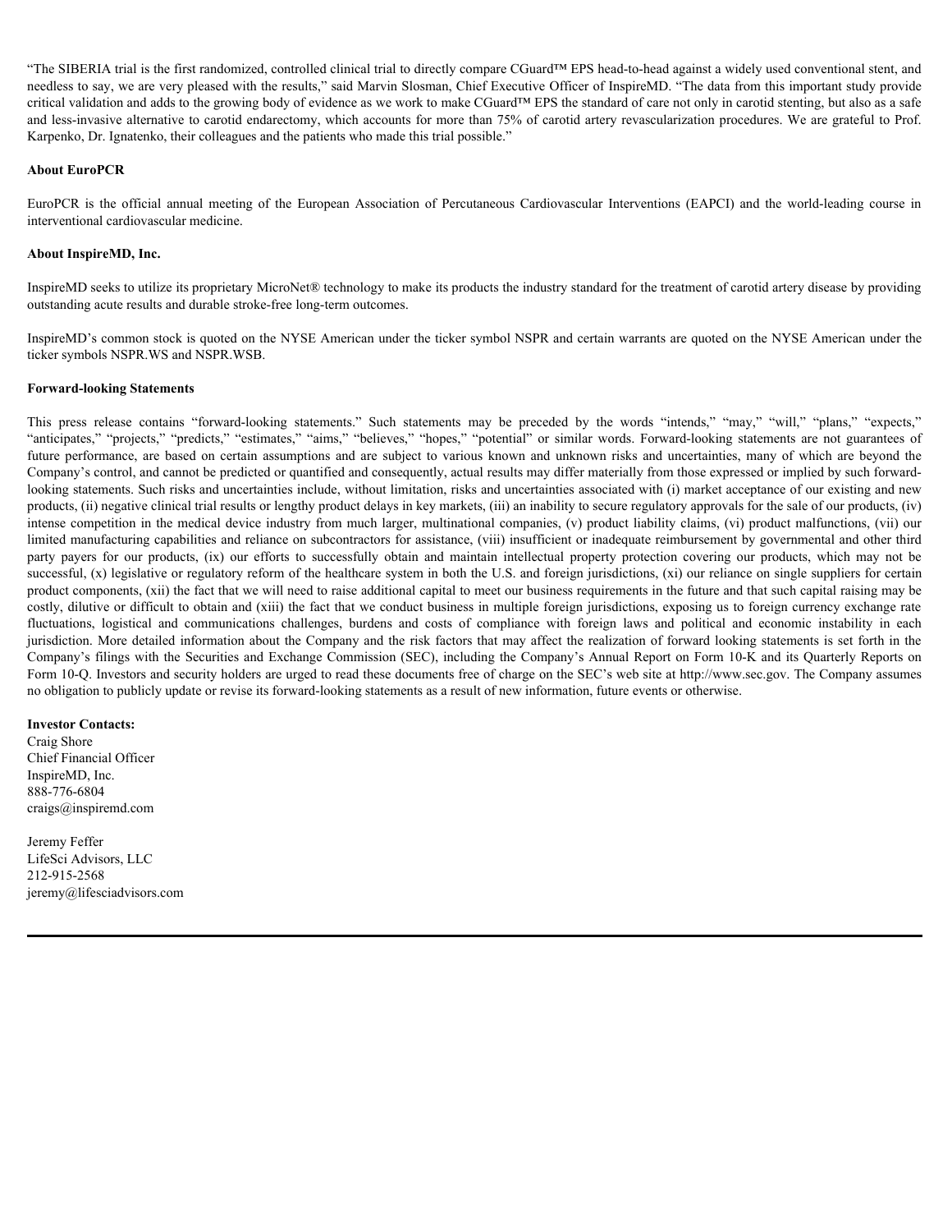"The SIBERIA trial is the first randomized, controlled clinical trial to directly compare CGuard™ EPS head-to-head against a widely used conventional stent, and needless to say, we are very pleased with the results," said Marvin Slosman, Chief Executive Officer of InspireMD. "The data from this important study provide critical validation and adds to the growing body of evidence as we work to make CGuard™ EPS the standard of care not only in carotid stenting, but also as a safe and less-invasive alternative to carotid endarectomy, which accounts for more than 75% of carotid artery revascularization procedures. We are grateful to Prof. Karpenko, Dr. Ignatenko, their colleagues and the patients who made this trial possible."

**About EuroPCR**

EuroPCR is the official annual meeting of the European Association of Percutaneous Cardiovascular Interventions (EAPCI) and the world-leading course in interventional cardiovascular medicine.

**About InspireMD, Inc.**

InspireMD seeks to utilize its proprietary MicroNet® technology to make its products the industry standard for the treatment of carotid artery disease by providing outstanding acute results and durable stroke-free long-term outcomes.

InspireMD's common stock is quoted on the NYSE American under the ticker symbol NSPR and certain warrants are quoted on the NYSE American under the ticker symbols NSPR.WS and NSPR.WSB.

**Forward-looking Statements**

This press release contains "forward-looking statements." Such statements may be preceded by the words "intends," "may," "will," "plans," "expects," "anticipates," "projects," "predicts," "estimates," "aims," "believes," "hopes," "potential" or similar words. Forward-looking statements are not guarantees of future performance, are based on certain assumptions and are subject to various known and unknown risks and uncertainties, many of which are beyond the Company's control, and cannot be predicted or quantified and consequently, actual results may differ materially from those expressed or implied by such forward-looking statements. Such risks and uncertainties include, without limitation, risks and uncertainties associated with (i) market acceptance of our existing and new products, (ii) negative clinical trial results or lengthy product delays in key markets, (iii) an inability to secure regulatory approvals for the sale of our products, (iv) intense competition in the medical device industry from much larger, multinational companies, (v) product liability claims, (vi) product malfunctions, (vii) our limited manufacturing capabilities and reliance on subcontractors for assistance, (viii) insufficient or inadequate reimbursement by governmental and other third party payers for our products, (ix) our efforts to successfully obtain and maintain intellectual property protection covering our products, which may not be successful, (x) legislative or regulatory reform of the healthcare system in both the U.S. and foreign jurisdictions, (xi) our reliance on single suppliers for certain product components, (xii) the fact that we will need to raise additional capital to meet our business requirements in the future and that such capital raising may be costly, dilutive or difficult to obtain and (xiii) the fact that we conduct business in multiple foreign jurisdictions, exposing us to foreign currency exchange rate fluctuations, logistical and communications challenges, burdens and costs of compliance with foreign laws and political and economic instability in each jurisdiction. More detailed information about the Company and the risk factors that may affect the realization of forward looking statements is set forth in the Company's filings with the Securities and Exchange Commission (SEC), including the Company's Annual Report on Form 10-K and its Quarterly Reports on Form 10-Q. Investors and security holders are urged to read these documents free of charge on the SEC's web site at http://www.sec.gov. The Company assumes no obligation to publicly update or revise its forward-looking statements as a result of new information, future events or otherwise.

**Investor Contacts:**
Craig Shore
Chief Financial Officer
InspireMD, Inc.
888-776-6804
craigs@inspiremd.com

Jeremy Feffer
LifeSci Advisors, LLC
212-915-2568
jeremy@lifesciadvisors.com